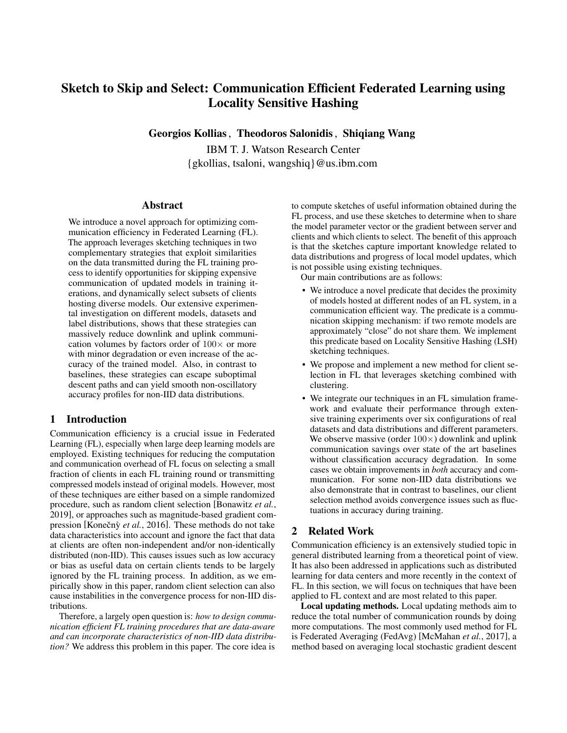# Sketch to Skip and Select: Communication Efficient Federated Learning using Locality Sensitive Hashing

**Georgios Kollias , Theodoros Salonidis , Shiqiang Wang**

IBM T. J. Watson Research Center
{gkollias, tsaloni, wangshiq}@us.ibm.com

## Abstract

We introduce a novel approach for optimizing communication efficiency in Federated Learning (FL). The approach leverages sketching techniques in two complementary strategies that exploit similarities on the data transmitted during the FL training process to identify opportunities for skipping expensive communication of updated models in training iterations, and dynamically select subsets of clients hosting diverse models. Our extensive experimental investigation on different models, datasets and label distributions, shows that these strategies can massively reduce downlink and uplink communication volumes by factors order of $100\times$ or more with minor degradation or even increase of the accuracy of the trained model. Also, in contrast to baselines, these strategies can escape suboptimal descent paths and can yield smooth non-oscillatory accuracy profiles for non-IID data distributions.

## 1 Introduction

Communication efficiency is a crucial issue in Federated Learning (FL), especially when large deep learning models are employed. Existing techniques for reducing the computation and communication overhead of FL focus on selecting a small fraction of clients in each FL training round or transmitting compressed models instead of original models. However, most of these techniques are either based on a simple randomized procedure, such as random client selection [Bonawitz *et al.*, 2019], or approaches such as magnitude-based gradient compression [Konečnỳ *et al.*, 2016]. These methods do not take data characteristics into account and ignore the fact that data at clients are often non-independent and/or non-identically distributed (non-IID). This causes issues such as low accuracy or bias as useful data on certain clients tends to be largely ignored by the FL training process. In addition, as we empirically show in this paper, random client selection can also cause instabilities in the convergence process for non-IID distributions.

Therefore, a largely open question is: *how to design communication efficient FL training procedures that are data-aware and can incorporate characteristics of non-IID data distribution?* We address this problem in this paper. The core idea is to compute sketches of useful information obtained during the FL process, and use these sketches to determine when to share the model parameter vector or the gradient between server and clients and which clients to select. The benefit of this approach is that the sketches capture important knowledge related to data distributions and progress of local model updates, which is not possible using existing techniques.

Our main contributions are as follows:

- We introduce a novel predicate that decides the proximity of models hosted at different nodes of an FL system, in a communication efficient way. The predicate is a communication skipping mechanism: if two remote models are approximately "close" do not share them. We implement this predicate based on Locality Sensitive Hashing (LSH) sketching techniques.
- We propose and implement a new method for client selection in FL that leverages sketching combined with clustering.
- We integrate our techniques in an FL simulation framework and evaluate their performance through extensive training experiments over six configurations of real datasets and data distributions and different parameters. We observe massive (order $100\times$) downlink and uplink communication savings over state of the art baselines without classification accuracy degradation. In some cases we obtain improvements in *both* accuracy and communication. For some non-IID data distributions we also demonstrate that in contrast to baselines, our client selection method avoids convergence issues such as fluctuations in accuracy during training.

## 2 Related Work

Communication efficiency is an extensively studied topic in general distributed learning from a theoretical point of view. It has also been addressed in applications such as distributed learning for data centers and more recently in the context of FL. In this section, we will focus on techniques that have been applied to FL context and are most related to this paper.

**Local updating methods.** Local updating methods aim to reduce the total number of communication rounds by doing more computations. The most commonly used method for FL is Federated Averaging (FedAvg) [McMahan *et al.*, 2017], a method based on averaging local stochastic gradient descent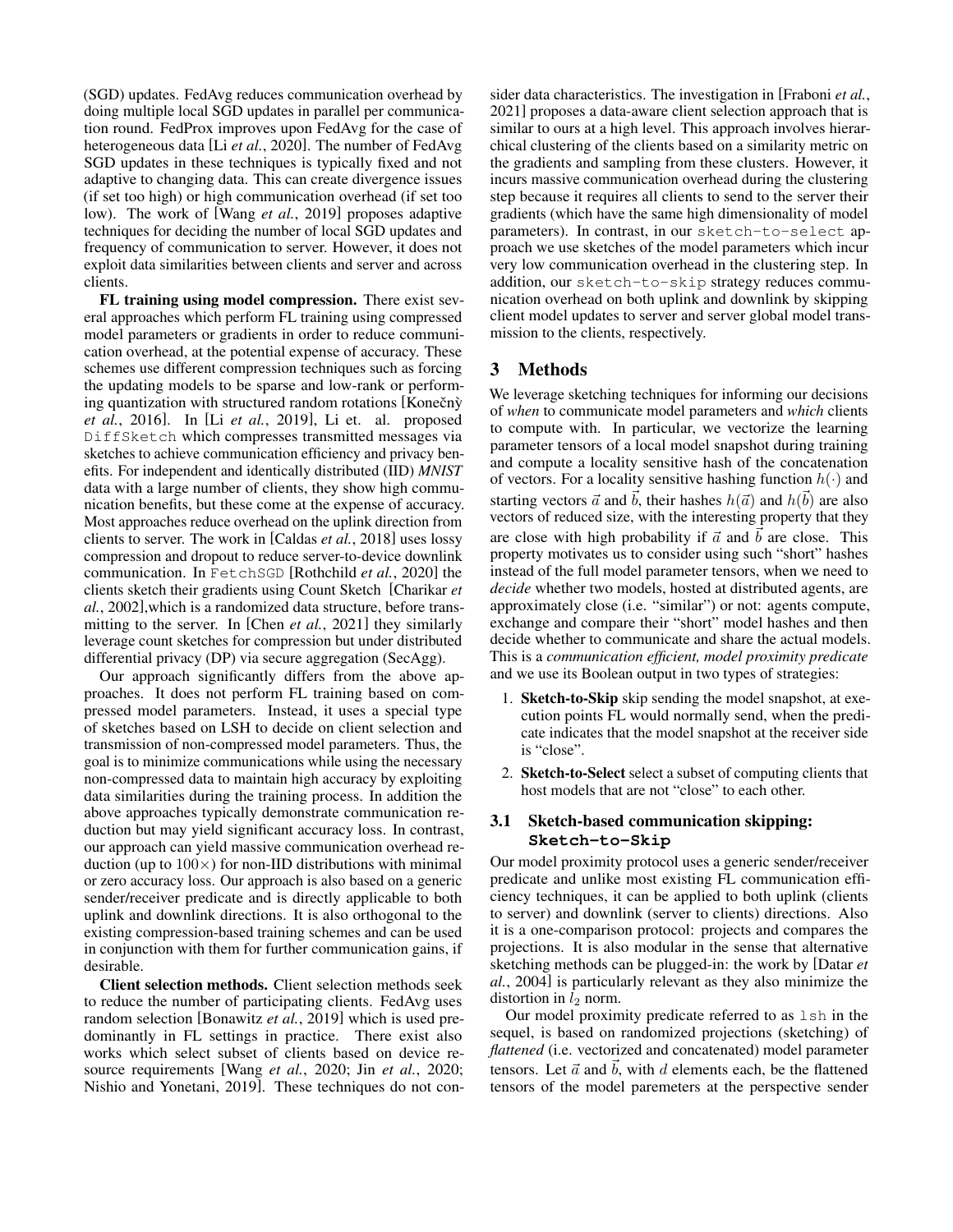(SGD) updates. FedAvg reduces communication overhead by doing multiple local SGD updates in parallel per communication round. FedProx improves upon FedAvg for the case of heterogeneous data [Li *et al.*, 2020]. The number of FedAvg SGD updates in these techniques is typically fixed and not adaptive to changing data. This can create divergence issues (if set too high) or high communication overhead (if set too low). The work of [Wang *et al.*, 2019] proposes adaptive techniques for deciding the number of local SGD updates and frequency of communication to server. However, it does not exploit data similarities between clients and server and across clients.

**FL training using model compression.** There exist several approaches which perform FL training using compressed model parameters or gradients in order to reduce communication overhead, at the potential expense of accuracy. These schemes use different compression techniques such as forcing the updating models to be sparse and low-rank or performing quantization with structured random rotations [Konečný *et al.*, 2016]. In [Li *et al.*, 2019], Li et. al. proposed `DiffSketch` which compresses transmitted messages via sketches to achieve communication efficiency and privacy benefits. For independent and identically distributed (IID) ***MNIST*** data with a large number of clients, they show high communication benefits, but these come at the expense of accuracy. Most approaches reduce overhead on the uplink direction from clients to server. The work in [Caldas *et al.*, 2018] uses lossy compression and dropout to reduce server-to-device downlink communication. In `FetchSGD` [Rothchild *et al.*, 2020] the clients sketch their gradients using Count Sketch [Charikar *et al.*, 2002],which is a randomized data structure, before transmitting to the server. In [Chen *et al.*, 2021] they similarly leverage count sketches for compression but under distributed differential privacy (DP) via secure aggregation (SecAgg).

Our approach significantly differs from the above approaches. It does not perform FL training based on compressed model parameters. Instead, it uses a special type of sketches based on LSH to decide on client selection and transmission of non-compressed model parameters. Thus, the goal is to minimize communications while using the necessary non-compressed data to maintain high accuracy by exploiting data similarities during the training process. In addition the above approaches typically demonstrate communication reduction but may yield significant accuracy loss. In contrast, our approach can yield massive communication overhead reduction (up to $100\times$) for non-IID distributions with minimal or zero accuracy loss. Our approach is also based on a generic sender/receiver predicate and is directly applicable to both uplink and downlink directions. It is also orthogonal to the existing compression-based training schemes and can be used in conjunction with them for further communication gains, if desirable.

**Client selection methods.** Client selection methods seek to reduce the number of participating clients. FedAvg uses random selection [Bonawitz *et al.*, 2019] which is used predominantly in FL settings in practice. There exist also works which select subset of clients based on device resource requirements [Wang *et al.*, 2020; Jin *et al.*, 2020; Nishio and Yonetani, 2019]. These techniques do not consider data characteristics. The investigation in [Fraboni *et al.*, 2021] proposes a data-aware client selection approach that is similar to ours at a high level. This approach involves hierarchical clustering of the clients based on a similarity metric on the gradients and sampling from these clusters. However, it incurs massive communication overhead during the clustering step because it requires all clients to send to the server their gradients (which have the same high dimensionality of model parameters). In contrast, in our `sketch-to-select` approach we use sketches of the model parameters which incur very low communication overhead in the clustering step. In addition, our `sketch-to-skip` strategy reduces communication overhead on both uplink and downlink by skipping client model updates to server and server global model transmission to the clients, respectively.

## 3 Methods

We leverage sketching techniques for informing our decisions of *when* to communicate model parameters and *which* clients to compute with. In particular, we vectorize the learning parameter tensors of a local model snapshot during training and compute a locality sensitive hash of the concatenation of vectors. For a locality sensitive hashing function $h(\cdot)$ and starting vectors $\vec{a}$ and $\vec{b}$, their hashes $h(\vec{a})$ and $h(\vec{b})$ are also vectors of reduced size, with the interesting property that they are close with high probability if $\vec{a}$ and $\vec{b}$ are close. This property motivates us to consider using such "short" hashes instead of the full model parameter tensors, when we need to *decide* whether two models, hosted at distributed agents, are approximately close (i.e. "similar") or not: agents compute, exchange and compare their "short" model hashes and then decide whether to communicate and share the actual models. This is a *communication efficient, model proximity predicate* and we use its Boolean output in two types of strategies:

1. **Sketch-to-Skip** skip sending the model snapshot, at execution points FL would normally send, when the predicate indicates that the model snapshot at the receiver side is "close".
2. **Sketch-to-Select** select a subset of computing clients that host models that are not "close" to each other.

### 3.1 Sketch-based communication skipping: `Sketch-to-Skip`

Our model proximity protocol uses a generic sender/receiver predicate and unlike most existing FL communication efficiency techniques, it can be applied to both uplink (clients to server) and downlink (server to clients) directions. Also it is a one-comparison protocol: projects and compares the projections. It is also modular in the sense that alternative sketching methods can be plugged-in: the work by [Datar *et al.*, 2004] is particularly relevant as they also minimize the distortion in $l_2$ norm.

Our model proximity predicate referred to as `lsh` in the sequel, is based on randomized projections (sketching) of *flattened* (i.e. vectorized and concatenated) model parameter tensors. Let $\vec{a}$ and $\vec{b}$, with $d$ elements each, be the flattened tensors of the model paremeters at the perspective sender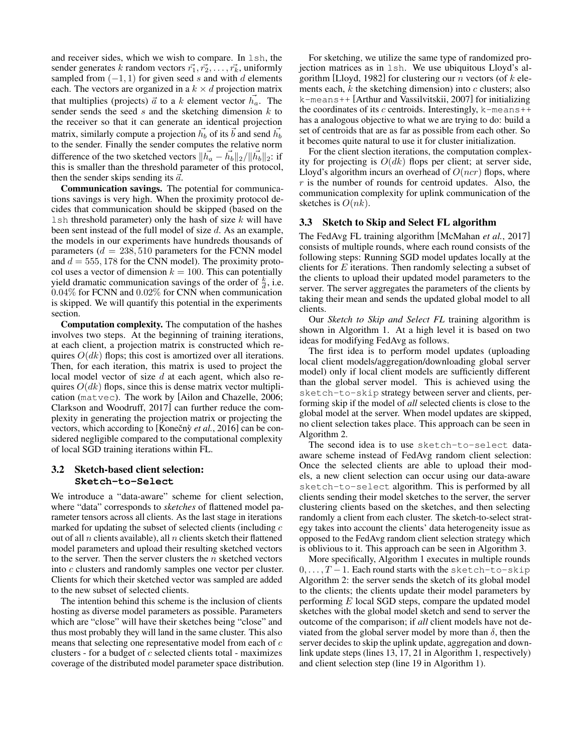and receiver sides, which we wish to compare. In lsh, the sender generates $k$ random vectors $\vec{r_1}, \vec{r_2}, \ldots, \vec{r_k}$, uniformly sampled from $(-1, 1)$ for given seed $s$ and with $d$ elements each. The vectors are organized in a $k \times d$ projection matrix that multiplies (projects) $\vec{a}$ to a $k$ element vector $\vec{h_a}$. The sender sends the seed $s$ and the sketching dimension $k$ to the receiver so that it can generate an identical projection matrix, similarly compute a projection $\vec{h_b}$ of its $\vec{b}$ and send $\vec{h_b}$ to the sender. Finally the sender computes the relative norm difference of the two sketched vectors $\|\vec{h_a} - \vec{h_b}\|_2 / \|\vec{h_b}\|_2$: if this is smaller than the threshold parameter of this protocol, then the sender skips sending its $\vec{a}$.

**Communication savings.** The potential for communications savings is very high. When the proximity protocol decides that communication should be skipped (based on the lsh threshold parameter) only the hash of size $k$ will have been sent instead of the full model of size $d$. As an example, the models in our experiments have hundreds thousands of parameters ($d = 238,510$ parameters for the FCNN model and $d = 555,178$ for the CNN model). The proximity protocol uses a vector of dimension $k = 100$. This can potentially yield dramatic communication savings of the order of $\frac{k}{d}$, i.e. $0.04\%$ for FCNN and $0.02\%$ for CNN when communication is skipped. We will quantify this potential in the experiments section.

**Computation complexity.** The computation of the hashes involves two steps. At the beginning of training iterations, at each client, a projection matrix is constructed which requires $O(dk)$ flops; this cost is amortized over all iterations. Then, for each iteration, this matrix is used to project the local model vector of size $d$ at each agent, which also requires $O(dk)$ flops, since this is dense matrix vector multiplication (matvec). The work by [Ailon and Chazelle, 2006; Clarkson and Woodruff, 2017] can further reduce the complexity in generating the projection matrix or projecting the vectors, which according to [Konečný *et al.*, 2016] can be considered negligible compared to the computational complexity of local SGD training iterations within FL.

### 3.2 Sketch-based client selection: Sketch-to-Select

We introduce a "data-aware" scheme for client selection, where "data" corresponds to *sketches* of flattened model parameter tensors across all clients. As the last stage in iterations marked for updating the subset of selected clients (including $c$ out of all $n$ clients available), all $n$ clients sketch their flattened model parameters and upload their resulting sketched vectors to the server. Then the server clusters the $n$ sketched vectors into $c$ clusters and randomly samples one vector per cluster. Clients for which their sketched vector was sampled are added to the new subset of selected clients.

The intention behind this scheme is the inclusion of clients hosting as diverse model parameters as possible. Parameters which are "close" will have their sketches being "close" and thus most probably they will land in the same cluster. This also means that selecting one representative model from each of $c$ clusters - for a budget of $c$ selected clients total - maximizes coverage of the distributed model parameter space distribution.

For sketching, we utilize the same type of randomized projection matrices as in lsh. We use ubiquitous Lloyd's algorithm [Lloyd, 1982] for clustering our $n$ vectors (of $k$ elements each, $k$ the sketching dimension) into $c$ clusters; also k-means++ [Arthur and Vassilvitskii, 2007] for initializing the coordinates of its $c$ centroids. Interestingly, k-means++ has a analogous objective to what we are trying to do: build a set of centroids that are as far as possible from each other. So it becomes quite natural to use it for cluster initialization.

For the client slection iterations, the computation complexity for projecting is $O(dk)$ flops per client; at server side, Lloyd's algorithm incurs an overhead of $O(ncr)$ flops, where $r$ is the number of rounds for centroid updates. Also, the communication complexity for uplink communication of the sketches is $O(nk)$.

### 3.3 Sketch to Skip and Select FL algorithm

The FedAvg FL training algorithm [McMahan *et al.*, 2017] consists of multiple rounds, where each round consists of the following steps: Running SGD model updates locally at the clients for $E$ iterations. Then randomly selecting a subset of the clients to upload their updated model parameters to the server. The server aggregates the parameters of the clients by taking their mean and sends the updated global model to all clients.

Our *Sketch to Skip and Select FL* training algorithm is shown in Algorithm 1. At a high level it is based on two ideas for modifying FedAvg as follows.

The first idea is to perform model updates (uploading local client models/aggregation/downloading global server model) only if local client models are sufficiently different than the global server model. This is achieved using the sketch-to-skip strategy between server and clients, performing skip if the model of *all* selected clients is close to the global model at the server. When model updates are skipped, no client selection takes place. This approach can be seen in Algorithm 2.

The second idea is to use sketch-to-select data-aware scheme instead of FedAvg random client selection: Once the selected clients are able to upload their models, a new client selection can occur using our data-aware sketch-to-select algorithm. This is performed by all clients sending their model sketches to the server, the server clustering clients based on the sketches, and then selecting randomly a client from each cluster. The sketch-to-select strategy takes into account the clients' data heterogeneity issue as opposed to the FedAvg random client selection strategy which is oblivious to it. This approach can be seen in Algorithm 3.

More specifically, Algorithm 1 executes in multiple rounds $0, \ldots, T-1$. Each round starts with the sketch-to-skip Algorithm 2: the server sends the sketch of its global model to the clients; the clients update their model parameters by performing $E$ local SGD steps, compare the updated model sketches with the global model sketch and send to server the outcome of the comparison; if *all* client models have not deviated from the global server model by more than $\delta$, then the server decides to skip the uplink update, aggregation and downlink update steps (lines 13, 17, 21 in Algorithm 1, respectively) and client selection step (line 19 in Algorithm 1).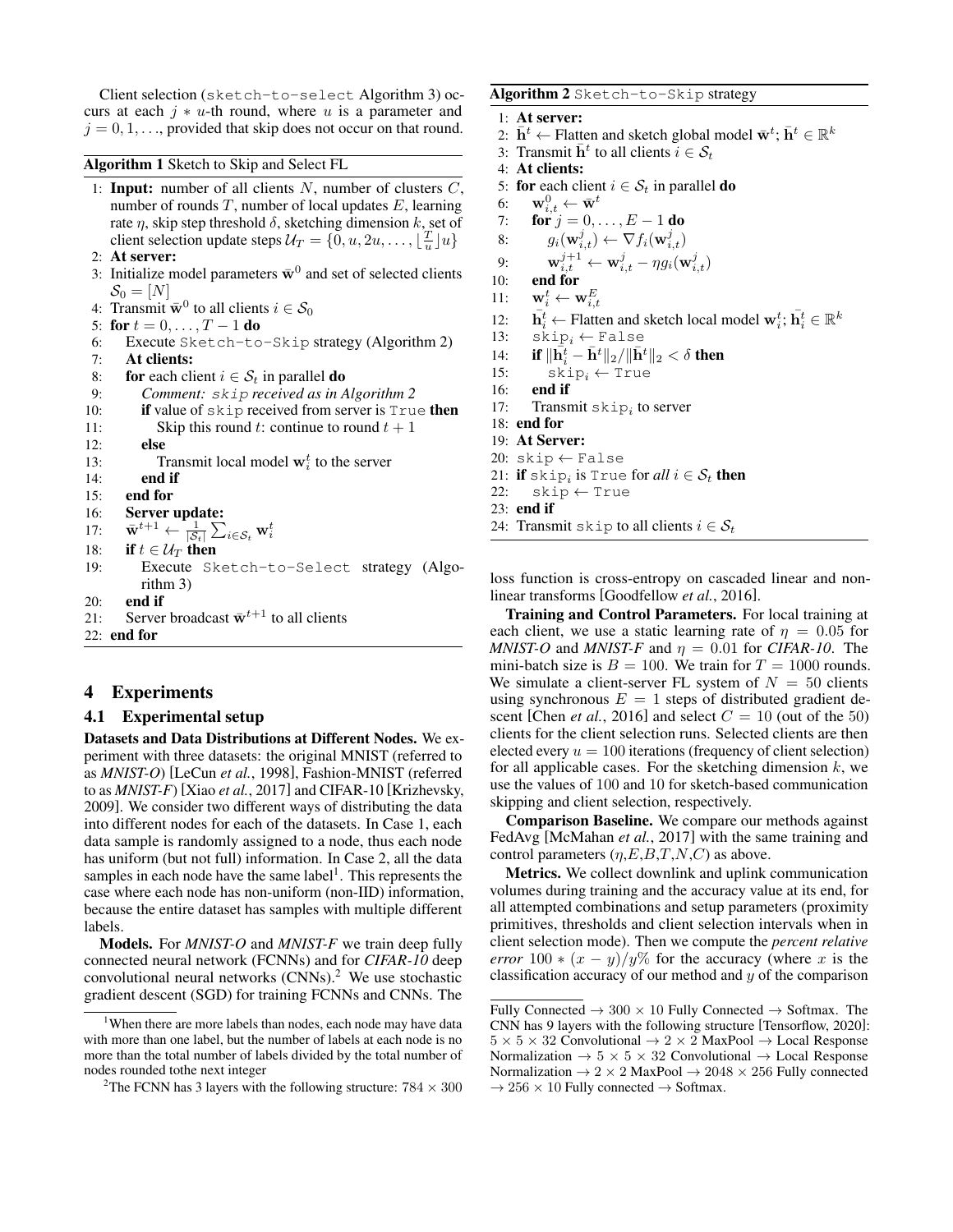Client selection (`sketch-to-select` Algorithm 3) occurs at each $j * u$-th round, where $u$ is a parameter and $j = 0, 1, \ldots$, provided that skip does not occur on that round.

**Algorithm 1** Sketch to Skip and Select FL

1: **Input:** number of all clients $N$, number of clusters $C$, number of rounds $T$, number of local updates $E$, learning rate $\eta$, skip step threshold $\delta$, sketching dimension $k$, set of client selection update steps $\mathcal{U}_T = \{0, u, 2u, \ldots, \lfloor \frac{T}{u} \rfloor u\}$
2: **At server:**
3: Initialize model parameters $\bar{\mathbf{w}}^0$ and set of selected clients $\mathcal{S}_0 = [N]$
4: Transmit $\bar{\mathbf{w}}^0$ to all clients $i \in \mathcal{S}_0$
5: **for** $t = 0, \ldots, T-1$ **do**
6: Execute `Sketch-to-Skip` strategy (Algorithm 2)
7: **At clients:**
8: **for** each client $i \in \mathcal{S}_t$ in parallel **do**
9: *Comment: `skip` received as in Algorithm 2*
10: **if** value of `skip` received from server is `True` **then**
11: Skip this round $t$: continue to round $t+1$
12: **else**
13: Transmit local model $\mathbf{w}_i^t$ to the server
14: **end if**
15: **end for**
16: **Server update:**
17: $\bar{\mathbf{w}}^{t+1} \leftarrow \frac{1}{|\mathcal{S}_t|} \sum_{i \in \mathcal{S}_t} \mathbf{w}_i^t$
18: **if** $t \in \mathcal{U}_T$ **then**
19: Execute `Sketch-to-Select` strategy (Algorithm 3)
20: **end if**
21: Server broadcast $\bar{\mathbf{w}}^{t+1}$ to all clients
22: **end for**

**Algorithm 2** `Sketch-to-Skip` strategy

1: **At server:**
2: $\bar{\mathbf{h}}^t \leftarrow$ Flatten and sketch global model $\bar{\mathbf{w}}^t$; $\bar{\mathbf{h}}^t \in \mathbb{R}^k$
3: Transmit $\bar{\mathbf{h}}^t$ to all clients $i \in \mathcal{S}_t$
4: **At clients:**
5: **for** each client $i \in \mathcal{S}_t$ in parallel **do**
6: $\mathbf{w}_{i,t}^0 \leftarrow \bar{\mathbf{w}}^t$
7: **for** $j = 0, \ldots, E-1$ **do**
8: $g_i(\mathbf{w}_{i,t}^j) \leftarrow \nabla f_i(\mathbf{w}_{i,t}^j)$
9: $\mathbf{w}_{i,t}^{j+1} \leftarrow \mathbf{w}_{i,t}^j - \eta g_i(\mathbf{w}_{i,t}^j)$
10: **end for**
11: $\mathbf{w}_i^t \leftarrow \mathbf{w}_{i,t}^E$
12: $\bar{\mathbf{h}}_i^t \leftarrow$ Flatten and sketch local model $\mathbf{w}_i^t$; $\bar{\mathbf{h}}_i^t \in \mathbb{R}^k$
13: $\texttt{skip}_i \leftarrow$ `False`
14: **if** $\|\bar{\mathbf{h}}_i^t - \bar{\mathbf{h}}^t\|_2 / \|\bar{\mathbf{h}}^t\|_2 < \delta$ **then**
15: $\texttt{skip}_i \leftarrow$ `True`
16: **end if**
17: Transmit $\texttt{skip}_i$ to server
18: **end for**
19: **At Server:**
20: `skip` $\leftarrow$ `False`
21: **if** $\texttt{skip}_i$ is `True` for *all* $i \in \mathcal{S}_t$ **then**
22: `skip` $\leftarrow$ `True`
23: **end if**
24: Transmit `skip` to all clients $i \in \mathcal{S}_t$

## 4 Experiments

### 4.1 Experimental setup

**Datasets and Data Distributions at Different Nodes.** We experiment with three datasets: the original MNIST (referred to as *MNIST-O*) [LeCun *et al.*, 1998], Fashion-MNIST (referred to as *MNIST-F*) [Xiao *et al.*, 2017] and CIFAR-10 [Krizhevsky, 2009]. We consider two different ways of distributing the data into different nodes for each of the datasets. In Case 1, each data sample is randomly assigned to a node, thus each node has uniform (but not full) information. In Case 2, all the data samples in each node have the same label[1]. This represents the case where each node has non-uniform (non-IID) information, because the entire dataset has samples with multiple different labels.

**Models.** For *MNIST-O* and *MNIST-F* we train deep fully connected neural network (FCNNs) and for *CIFAR-10* deep convolutional neural networks (CNNs).[2] We use stochastic gradient descent (SGD) for training FCNNs and CNNs. The loss function is cross-entropy on cascaded linear and non-linear transforms [Goodfellow *et al.*, 2016].

**Training and Control Parameters.** For local training at each client, we use a static learning rate of $\eta = 0.05$ for *MNIST-O* and *MNIST-F* and $\eta = 0.01$ for *CIFAR-10*. The mini-batch size is $B = 100$. We train for $T = 1000$ rounds. We simulate a client-server FL system of $N = 50$ clients using synchronous $E = 1$ steps of distributed gradient descent [Chen *et al.*, 2016] and select $C = 10$ (out of the 50) clients for the client selection runs. Selected clients are then elected every $u = 100$ iterations (frequency of client selection) for all applicable cases. For the sketching dimension $k$, we use the values of 100 and 10 for sketch-based communication skipping and client selection, respectively.

**Comparison Baseline.** We compare our methods against FedAvg [McMahan *et al.*, 2017] with the same training and control parameters ($\eta$,$E$,$B$,$T$,$N$,$C$) as above.

**Metrics.** We collect downlink and uplink communication volumes during training and the accuracy value at its end, for all attempted combinations and setup parameters (proximity primitives, thresholds and client selection intervals when in client selection mode). Then we compute the *percent relative error* $100 * (x - y)/y\%$ for the accuracy (where $x$ is the classification accuracy of our method and $y$ of the comparison

---

[1] When there are more labels than nodes, each node may have data with more than one label, but the number of labels at each node is no more than the total number of labels divided by the total number of nodes rounded tothe next integer

[2] The FCNN has 3 layers with the following structure: $784 \times 300$ Fully Connected $\rightarrow$ $300 \times 10$ Fully Connected $\rightarrow$ Softmax. The CNN has 9 layers with the following structure [Tensorflow, 2020]: $5 \times 5 \times 32$ Convolutional $\rightarrow$ $2 \times 2$ MaxPool $\rightarrow$ Local Response Normalization $\rightarrow$ $5 \times 5 \times 32$ Convolutional $\rightarrow$ Local Response Normalization $\rightarrow$ $2 \times 2$ MaxPool $\rightarrow$ $2048 \times 256$ Fully connected $\rightarrow$ $256 \times 10$ Fully connected $\rightarrow$ Softmax.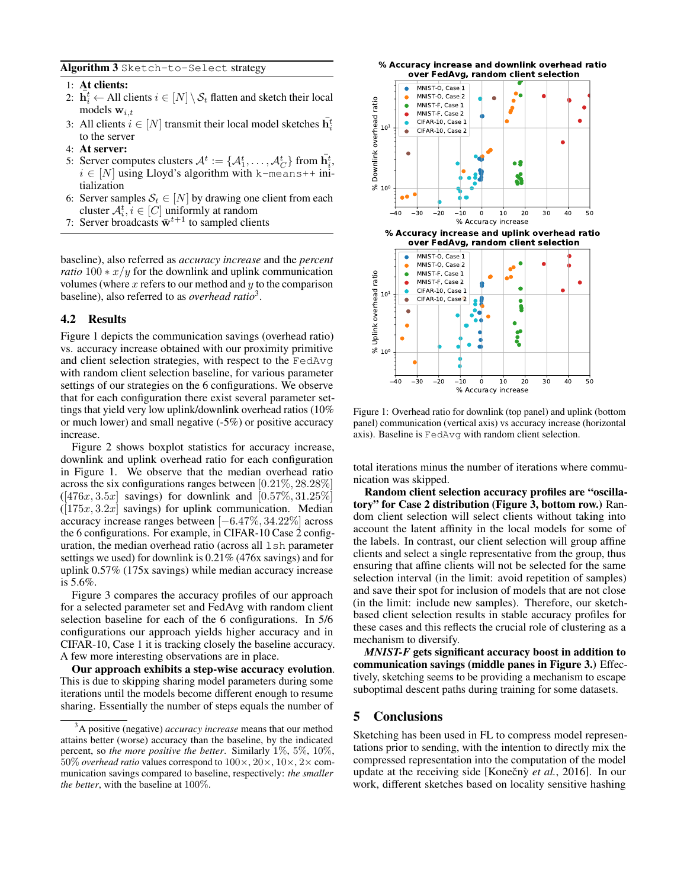**Algorithm 3** `Sketch-to-Select` strategy

1: **At clients:**
2: $\bar{\mathbf{h}}_i^t \leftarrow$ All clients $i \in [N] \setminus \mathcal{S}_t$ flatten and sketch their local models $\mathbf{w}_{i,t}$
3: All clients $i \in [N]$ transmit their local model sketches $\bar{\mathbf{h}}_i^t$ to the server
4: **At server:**
5: Server computes clusters $\mathcal{A}^t := \{\mathcal{A}_1^t, \ldots, \mathcal{A}_C^t\}$ from $\bar{\mathbf{h}}_i^t$, $i \in [N]$ using Lloyd's algorithm with `k-means++` initialization
6: Server samples $\mathcal{S}_t \in [N]$ by drawing one client from each cluster $\mathcal{A}_i^t, i \in [C]$ uniformly at random
7: Server broadcasts $\bar{\mathbf{w}}^{t+1}$ to sampled clients

baseline), also referred to as *accuracy increase* and the *percent ratio* $100 * x/y$ for the downlink and uplink communication volumes (where $x$ refers to our method and $y$ to the comparison baseline), also referred to as *overhead ratio*[3].

## 4.2 Results

Figure 1 depicts the communication savings (overhead ratio) vs. accuracy increase obtained with our proximity primitive and client selection strategies, with respect to the `FedAvg` with random client selection baseline, for various parameter settings of our strategies on the 6 configurations. We observe that for each configuration there exist several parameter settings that yield very low uplink/downlink overhead ratios (10% or much lower) and small negative (-5%) or positive accuracy increase.

Figure 2 shows boxplot statistics for accuracy increase, downlink and uplink overhead ratio for each configuration in Figure 1. We observe that the median overhead ratio across the six configurations ranges between $[0.21\%, 28.28\%]$ ($[476x, 3.5x]$ savings) for downlink and $[0.57\%, 31.25\%]$ ($[175x, 3.2x]$ savings) for uplink communication. Median accuracy increase ranges between $[-6.47\%, 34.22\%]$ across the 6 configurations. For example, in CIFAR-10 Case 2 configuration, the median overhead ratio (across all `lsh` parameter settings we used) for downlink is 0.21% (476x savings) and for uplink 0.57% (175x savings) while median accuracy increase is 5.6%.

Figure 3 compares the accuracy profiles of our approach for a selected parameter set and FedAvg with random client selection baseline for each of the 6 configurations. In 5/6 configurations our approach yields higher accuracy and in CIFAR-10, Case 1 it is tracking closely the baseline accuracy. A few more interesting observations are in place.

**Our approach exhibits a step-wise accuracy evolution**. This is due to skipping sharing model parameters during some iterations until the models become different enough to resume sharing. Essentially the number of steps equals the number of total iterations minus the number of iterations where communication was skipped.

Figure 1: Overhead ratio for downlink (top panel) and uplink (bottom panel) communication (vertical axis) vs accuracy increase (horizontal axis). Baseline is `FedAvg` with random client selection.

**Random client selection accuracy profiles are "oscillatory" for Case 2 distribution (Figure 3, bottom row.)** Random client selection will select clients without taking into account the latent affinity in the local models for some of the labels. In contrast, our client selection will group affine clients and select a single representative from the group, thus ensuring that affine clients will not be selected for the same selection interval (in the limit: avoid repetition of samples) and save their spot for inclusion of models that are not close (in the limit: include new samples). Therefore, our sketch-based client selection results in stable accuracy profiles for these cases and this reflects the crucial role of clustering as a mechanism to diversify.

***MNIST-F* gets significant accuracy boost in addition to communication savings (middle panes in Figure 3.)** Effectively, sketching seems to be providing a mechanism to escape suboptimal descent paths during training for some datasets.

# 5 Conclusions

Sketching has been used in FL to compress model representations prior to sending, with the intention to directly mix the compressed representation into the computation of the model update at the receiving side [Konečný *et al.*, 2016]. In our work, different sketches based on locality sensitive hashing

[3] A positive (negative) *accuracy increase* means that our method attains better (worse) accuracy than the baseline, by the indicated percent, so *the more positive the better*. Similarly 1%, 5%, 10%, 50% *overhead ratio* values correspond to 100×, 20×, 10×, 2× communication savings compared to baseline, respectively: *the smaller the better*, with the baseline at 100%.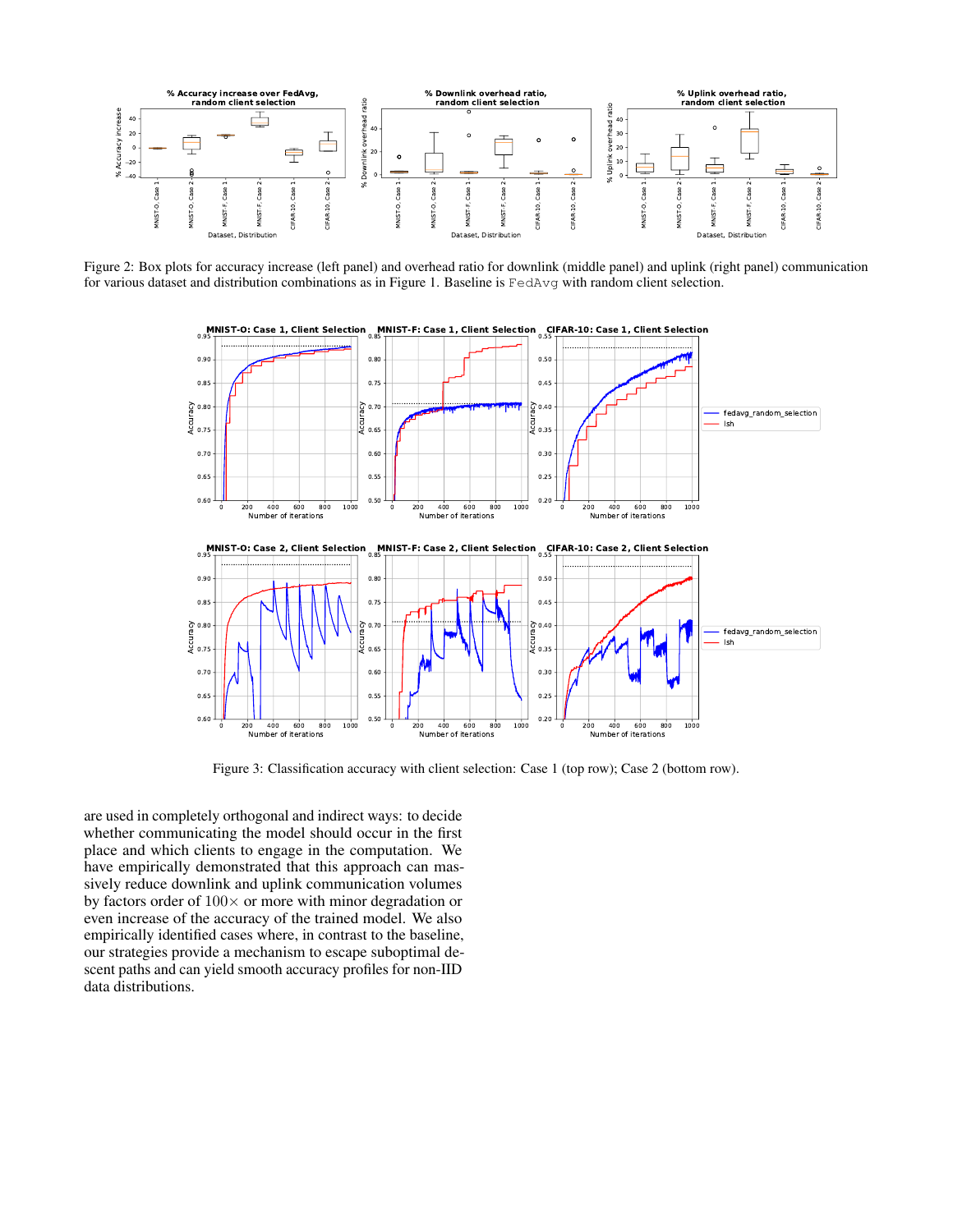Figure 2: Box plots for accuracy increase (left panel) and overhead ratio for downlink (middle panel) and uplink (right panel) communication for various dataset and distribution combinations as in Figure 1. Baseline is FedAvg with random client selection.

Figure 3: Classification accuracy with client selection: Case 1 (top row); Case 2 (bottom row).

are used in completely orthogonal and indirect ways: to decide whether communicating the model should occur in the first place and which clients to engage in the computation. We have empirically demonstrated that this approach can massively reduce downlink and uplink communication volumes by factors order of $100\times$ or more with minor degradation or even increase of the accuracy of the trained model. We also empirically identified cases where, in contrast to the baseline, our strategies provide a mechanism to escape suboptimal descent paths and can yield smooth accuracy profiles for non-IID data distributions.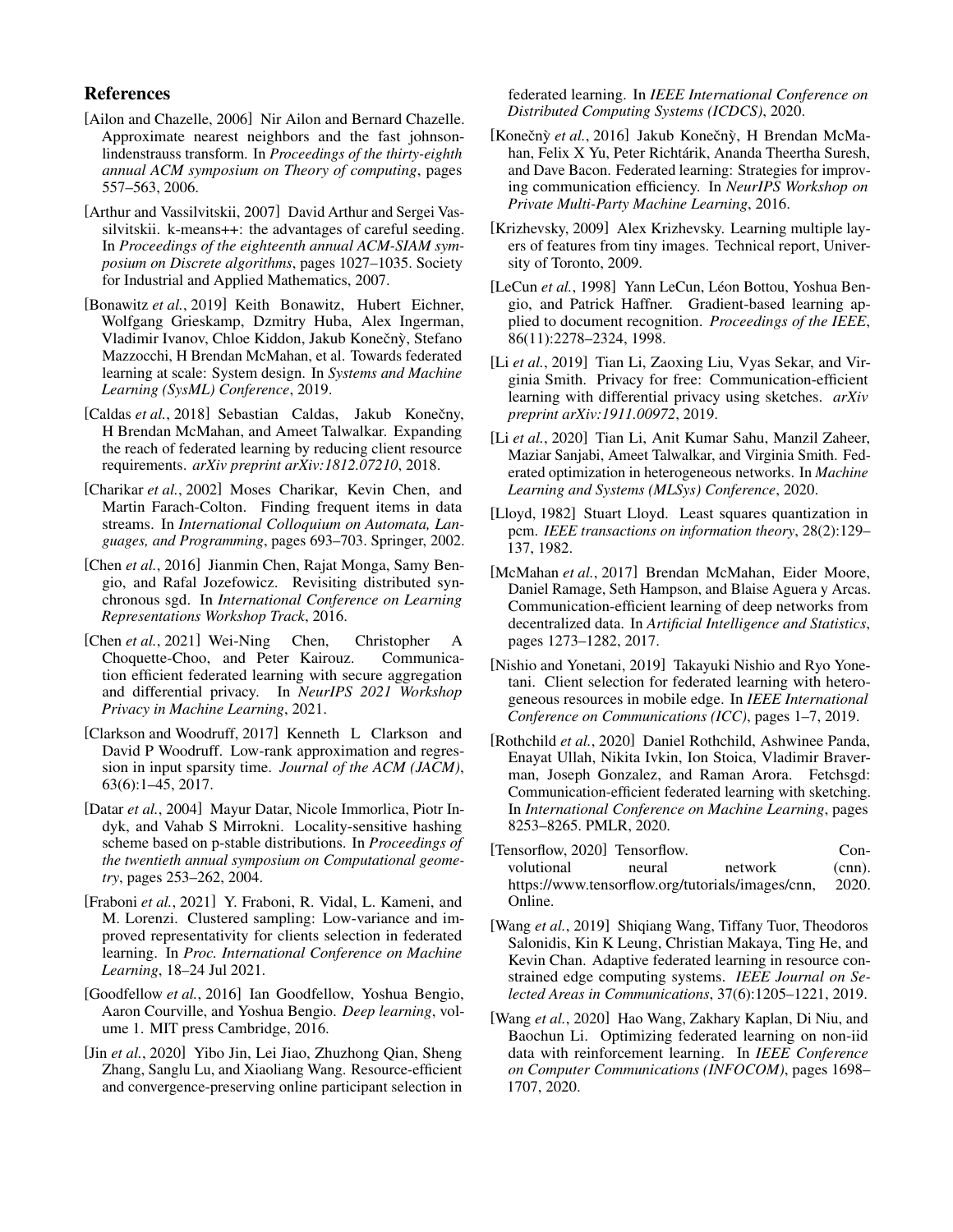## References

[Ailon and Chazelle, 2006] Nir Ailon and Bernard Chazelle. Approximate nearest neighbors and the fast johnson-lindenstrauss transform. In *Proceedings of the thirty-eighth annual ACM symposium on Theory of computing*, pages 557–563, 2006.

[Arthur and Vassilvitskii, 2007] David Arthur and Sergei Vassilvitskii. k-means++: the advantages of careful seeding. In *Proceedings of the eighteenth annual ACM-SIAM symposium on Discrete algorithms*, pages 1027–1035. Society for Industrial and Applied Mathematics, 2007.

[Bonawitz *et al.*, 2019] Keith Bonawitz, Hubert Eichner, Wolfgang Grieskamp, Dzmitry Huba, Alex Ingerman, Vladimir Ivanov, Chloe Kiddon, Jakub Konečný, Stefano Mazzocchi, H Brendan McMahan, et al. Towards federated learning at scale: System design. In *Systems and Machine Learning (SysML) Conference*, 2019.

[Caldas *et al.*, 2018] Sebastian Caldas, Jakub Konečny, H Brendan McMahan, and Ameet Talwalkar. Expanding the reach of federated learning by reducing client resource requirements. *arXiv preprint arXiv:1812.07210*, 2018.

[Charikar *et al.*, 2002] Moses Charikar, Kevin Chen, and Martin Farach-Colton. Finding frequent items in data streams. In *International Colloquium on Automata, Languages, and Programming*, pages 693–703. Springer, 2002.

[Chen *et al.*, 2016] Jianmin Chen, Rajat Monga, Samy Bengio, and Rafal Jozefowicz. Revisiting distributed synchronous sgd. In *International Conference on Learning Representations Workshop Track*, 2016.

[Chen *et al.*, 2021] Wei-Ning Chen, Christopher A Choquette-Choo, and Peter Kairouz. Communication efficient federated learning with secure aggregation and differential privacy. In *NeurIPS 2021 Workshop Privacy in Machine Learning*, 2021.

[Clarkson and Woodruff, 2017] Kenneth L Clarkson and David P Woodruff. Low-rank approximation and regression in input sparsity time. *Journal of the ACM (JACM)*, 63(6):1–45, 2017.

[Datar *et al.*, 2004] Mayur Datar, Nicole Immorlica, Piotr Indyk, and Vahab S Mirrokni. Locality-sensitive hashing scheme based on p-stable distributions. In *Proceedings of the twentieth annual symposium on Computational geometry*, pages 253–262, 2004.

[Fraboni *et al.*, 2021] Y. Fraboni, R. Vidal, L. Kameni, and M. Lorenzi. Clustered sampling: Low-variance and improved representativity for clients selection in federated learning. In *Proc. International Conference on Machine Learning*, 18–24 Jul 2021.

[Goodfellow *et al.*, 2016] Ian Goodfellow, Yoshua Bengio, Aaron Courville, and Yoshua Bengio. *Deep learning*, volume 1. MIT press Cambridge, 2016.

[Jin *et al.*, 2020] Yibo Jin, Lei Jiao, Zhuzhong Qian, Sheng Zhang, Sanglu Lu, and Xiaoliang Wang. Resource-efficient and convergence-preserving online participant selection in federated learning. In *IEEE International Conference on Distributed Computing Systems (ICDCS)*, 2020.

[Konečnỳ *et al.*, 2016] Jakub Konečnỳ, H Brendan McMahan, Felix X Yu, Peter Richtárik, Ananda Theertha Suresh, and Dave Bacon. Federated learning: Strategies for improving communication efficiency. In *NeurIPS Workshop on Private Multi-Party Machine Learning*, 2016.

[Krizhevsky, 2009] Alex Krizhevsky. Learning multiple layers of features from tiny images. Technical report, University of Toronto, 2009.

[LeCun *et al.*, 1998] Yann LeCun, Léon Bottou, Yoshua Bengio, and Patrick Haffner. Gradient-based learning applied to document recognition. *Proceedings of the IEEE*, 86(11):2278–2324, 1998.

[Li *et al.*, 2019] Tian Li, Zaoxing Liu, Vyas Sekar, and Virginia Smith. Privacy for free: Communication-efficient learning with differential privacy using sketches. *arXiv preprint arXiv:1911.00972*, 2019.

[Li *et al.*, 2020] Tian Li, Anit Kumar Sahu, Manzil Zaheer, Maziar Sanjabi, Ameet Talwalkar, and Virginia Smith. Federated optimization in heterogeneous networks. In *Machine Learning and Systems (MLSys) Conference*, 2020.

[Lloyd, 1982] Stuart Lloyd. Least squares quantization in pcm. *IEEE transactions on information theory*, 28(2):129–137, 1982.

[McMahan *et al.*, 2017] Brendan McMahan, Eider Moore, Daniel Ramage, Seth Hampson, and Blaise Aguera y Arcas. Communication-efficient learning of deep networks from decentralized data. In *Artificial Intelligence and Statistics*, pages 1273–1282, 2017.

[Nishio and Yonetani, 2019] Takayuki Nishio and Ryo Yonetani. Client selection for federated learning with heterogeneous resources in mobile edge. In *IEEE International Conference on Communications (ICC)*, pages 1–7, 2019.

[Rothchild *et al.*, 2020] Daniel Rothchild, Ashwinee Panda, Enayat Ullah, Nikita Ivkin, Ion Stoica, Vladimir Braverman, Joseph Gonzalez, and Raman Arora. Fetchsgd: Communication-efficient federated learning with sketching. In *International Conference on Machine Learning*, pages 8253–8265. PMLR, 2020.

[Tensorflow, 2020] Tensorflow. Convolutional neural network (cnn). https://www.tensorflow.org/tutorials/images/cnn, 2020. Online.

[Wang *et al.*, 2019] Shiqiang Wang, Tiffany Tuor, Theodoros Salonidis, Kin K Leung, Christian Makaya, Ting He, and Kevin Chan. Adaptive federated learning in resource constrained edge computing systems. *IEEE Journal on Selected Areas in Communications*, 37(6):1205–1221, 2019.

[Wang *et al.*, 2020] Hao Wang, Zakhary Kaplan, Di Niu, and Baochun Li. Optimizing federated learning on non-iid data with reinforcement learning. In *IEEE Conference on Computer Communications (INFOCOM)*, pages 1698–1707, 2020.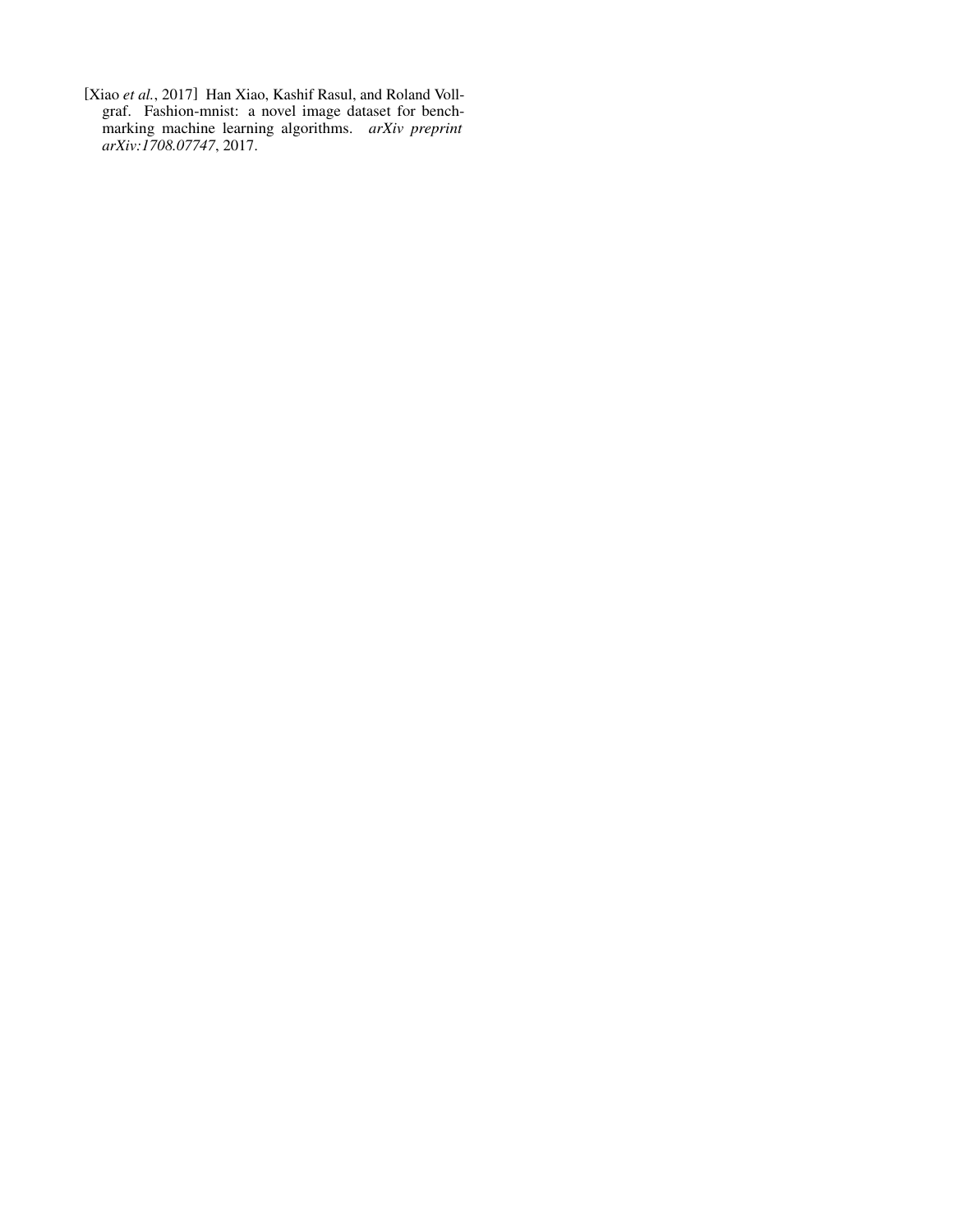[Xiao *et al.*, 2017] Han Xiao, Kashif Rasul, and Roland Vollgraf. Fashion-mnist: a novel image dataset for benchmarking machine learning algorithms. *arXiv preprint arXiv:1708.07747*, 2017.